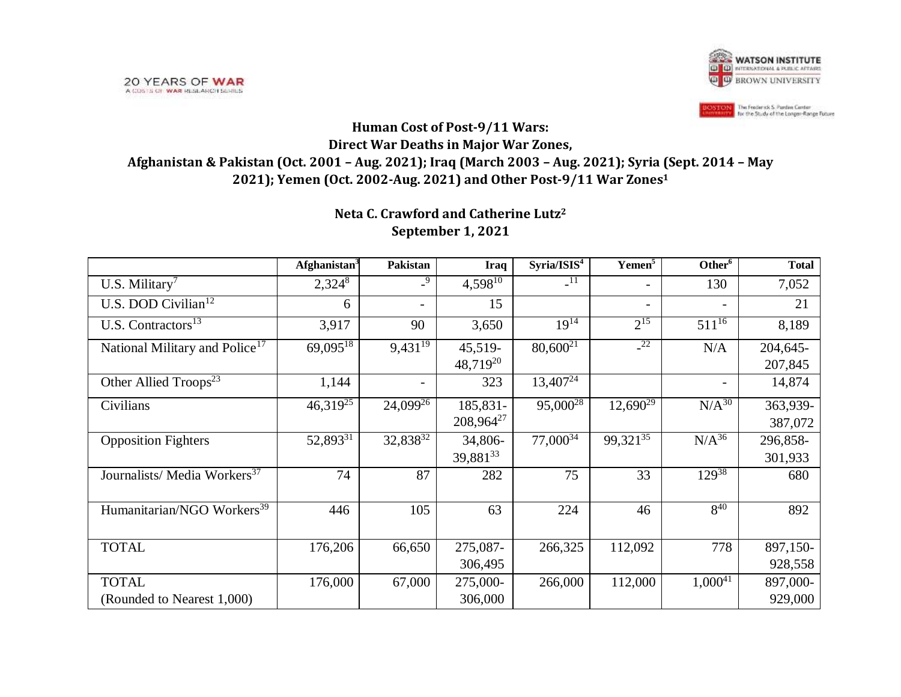20 YEARS OF WAR
A COSTS OF WAR RESEARCH SERIES

WATSON INSTITUTE
INTERNATIONAL & PUBLIC AFFAIRS
BROWN UNIVERSITY

BOSTON UNIVERSITY The Frederick S. Pardee Center for the Study of the Longer-Range Future

# Human Cost of Post-9/11 Wars: Direct War Deaths in Major War Zones, Afghanistan & Pakistan (Oct. 2001 – Aug. 2021); Iraq (March 2003 – Aug. 2021); Syria (Sept. 2014 – May 2021); Yemen (Oct. 2002-Aug. 2021) and Other Post-9/11 War Zones[1]

**Neta C. Crawford and Catherine Lutz[2]**
**September 1, 2021**

| | Afghanistan[3] | Pakistan | Iraq | Syria/ISIS[4] | Yemen[5] | Other[6] | Total |
|---|---|---|---|---|---|---|---|
| U.S. Military[7] | 2,324[8] | -[9] | 4,598[10] | -[11] | - | 130 | 7,052 |
| U.S. DOD Civilian[12] | 6 | - | 15 | | - | - | 21 |
| U.S. Contractors[13] | 3,917 | 90 | 3,650 | 19[14] | 2[15] | 511[16] | 8,189 |
| National Military and Police[17] | 69,095[18] | 9,431[19] | 45,519-48,719[20] | 80,600[21] | -[22] | N/A | 204,645-207,845 |
| Other Allied Troops[23] | 1,144 | - | 323 | 13,407[24] | | - | 14,874 |
| Civilians | 46,319[25] | 24,099[26] | 185,831-208,964[27] | 95,000[28] | 12,690[29] | N/A[30] | 363,939-387,072 |
| Opposition Fighters | 52,893[31] | 32,838[32] | 34,806-39,881[33] | 77,000[34] | 99,321[35] | N/A[36] | 296,858-301,933 |
| Journalists/ Media Workers[37] | 74 | 87 | 282 | 75 | 33 | 129[38] | 680 |
| Humanitarian/NGO Workers[39] | 446 | 105 | 63 | 224 | 46 | 8[40] | 892 |
| TOTAL | 176,206 | 66,650 | 275,087-306,495 | 266,325 | 112,092 | 778 | 897,150-928,558 |
| TOTAL (Rounded to Nearest 1,000) | 176,000 | 67,000 | 275,000-306,000 | 266,000 | 112,000 | 1,000[41] | 897,000-929,000 |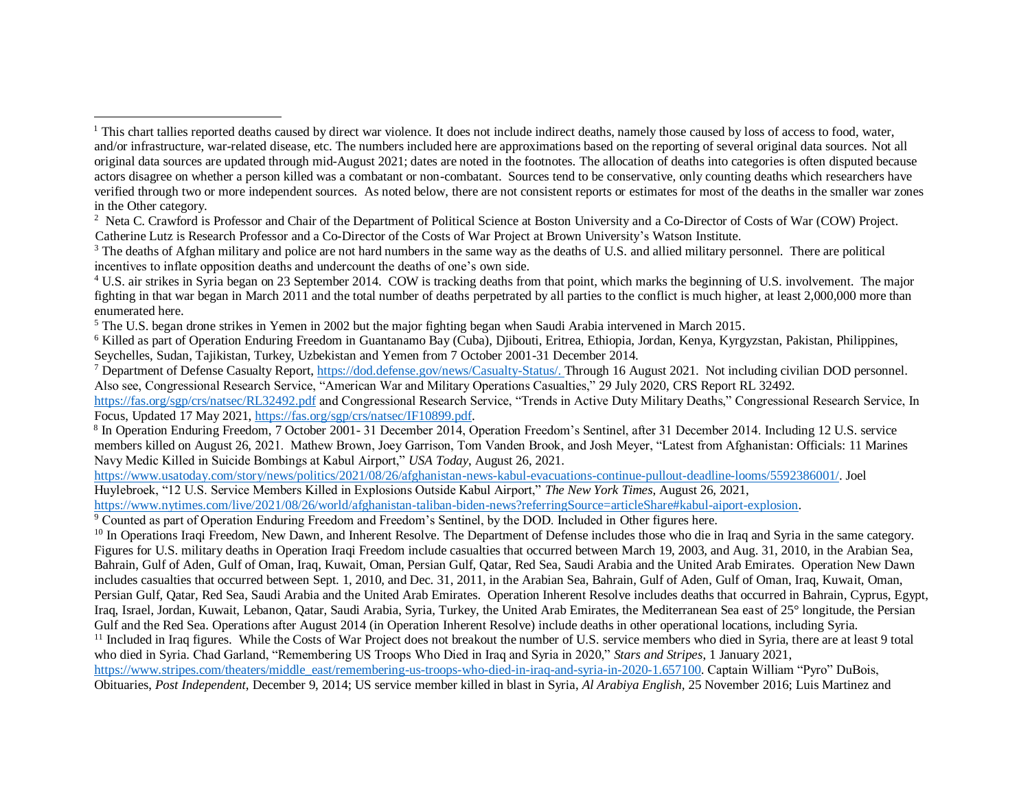[1] This chart tallies reported deaths caused by direct war violence. It does not include indirect deaths, namely those caused by loss of access to food, water, and/or infrastructure, war-related disease, etc. The numbers included here are approximations based on the reporting of several original data sources. Not all original data sources are updated through mid-August 2021; dates are noted in the footnotes. The allocation of deaths into categories is often disputed because actors disagree on whether a person killed was a combatant or non-combatant. Sources tend to be conservative, only counting deaths which researchers have verified through two or more independent sources. As noted below, there are not consistent reports or estimates for most of the deaths in the smaller war zones in the Other category.

[2] Neta C. Crawford is Professor and Chair of the Department of Political Science at Boston University and a Co-Director of Costs of War (COW) Project. Catherine Lutz is Research Professor and a Co-Director of the Costs of War Project at Brown University's Watson Institute.

[3] The deaths of Afghan military and police are not hard numbers in the same way as the deaths of U.S. and allied military personnel. There are political incentives to inflate opposition deaths and undercount the deaths of one's own side.

[4] U.S. air strikes in Syria began on 23 September 2014. COW is tracking deaths from that point, which marks the beginning of U.S. involvement. The major fighting in that war began in March 2011 and the total number of deaths perpetrated by all parties to the conflict is much higher, at least 2,000,000 more than enumerated here.

[5] The U.S. began drone strikes in Yemen in 2002 but the major fighting began when Saudi Arabia intervened in March 2015.

[6] Killed as part of Operation Enduring Freedom in Guantanamo Bay (Cuba), Djibouti, Eritrea, Ethiopia, Jordan, Kenya, Kyrgyzstan, Pakistan, Philippines, Seychelles, Sudan, Tajikistan, Turkey, Uzbekistan and Yemen from 7 October 2001-31 December 2014.

[7] Department of Defense Casualty Report, https://dod.defense.gov/news/Casualty-Status/. Through 16 August 2021. Not including civilian DOD personnel. Also see, Congressional Research Service, "American War and Military Operations Casualties," 29 July 2020, CRS Report RL 32492. https://fas.org/sgp/crs/natsec/RL32492.pdf and Congressional Research Service, "Trends in Active Duty Military Deaths," Congressional Research Service, In Focus, Updated 17 May 2021, https://fas.org/sgp/crs/natsec/IF10899.pdf.

[8] In Operation Enduring Freedom, 7 October 2001- 31 December 2014, Operation Freedom's Sentinel, after 31 December 2014. Including 12 U.S. service members killed on August 26, 2021. Mathew Brown, Joey Garrison, Tom Vanden Brook, and Josh Meyer, "Latest from Afghanistan: Officials: 11 Marines Navy Medic Killed in Suicide Bombings at Kabul Airport," *USA Today*, August 26, 2021. https://www.usatoday.com/story/news/politics/2021/08/26/afghanistan-news-kabul-evacuations-continue-pullout-deadline-looms/5592386001/. Joel Huylebroek, "12 U.S. Service Members Killed in Explosions Outside Kabul Airport," *The New York Times*, August 26, 2021, https://www.nytimes.com/live/2021/08/26/world/afghanistan-taliban-biden-news?referringSource=articleShare#kabul-aiport-explosion.

[9] Counted as part of Operation Enduring Freedom and Freedom's Sentinel, by the DOD. Included in Other figures here.

[10] In Operations Iraqi Freedom, New Dawn, and Inherent Resolve. The Department of Defense includes those who die in Iraq and Syria in the same category. Figures for U.S. military deaths in Operation Iraqi Freedom include casualties that occurred between March 19, 2003, and Aug. 31, 2010, in the Arabian Sea, Bahrain, Gulf of Aden, Gulf of Oman, Iraq, Kuwait, Oman, Persian Gulf, Qatar, Red Sea, Saudi Arabia and the United Arab Emirates. Operation New Dawn includes casualties that occurred between Sept. 1, 2010, and Dec. 31, 2011, in the Arabian Sea, Bahrain, Gulf of Aden, Gulf of Oman, Iraq, Kuwait, Oman, Persian Gulf, Qatar, Red Sea, Saudi Arabia and the United Arab Emirates. Operation Inherent Resolve includes deaths that occurred in Bahrain, Cyprus, Egypt, Iraq, Israel, Jordan, Kuwait, Lebanon, Qatar, Saudi Arabia, Syria, Turkey, the United Arab Emirates, the Mediterranean Sea east of 25° longitude, the Persian Gulf and the Red Sea. Operations after August 2014 (in Operation Inherent Resolve) include deaths in other operational locations, including Syria.

[11] Included in Iraq figures. While the Costs of War Project does not breakout the number of U.S. service members who died in Syria, there are at least 9 total who died in Syria. Chad Garland, "Remembering US Troops Who Died in Iraq and Syria in 2020," *Stars and Stripes*, 1 January 2021, https://www.stripes.com/theaters/middle_east/remembering-us-troops-who-died-in-iraq-and-syria-in-2020-1.657100. Captain William "Pyro" DuBois, Obituaries, *Post Independent*, December 9, 2014; US service member killed in blast in Syria, *Al Arabiya English*, 25 November 2016; Luis Martinez and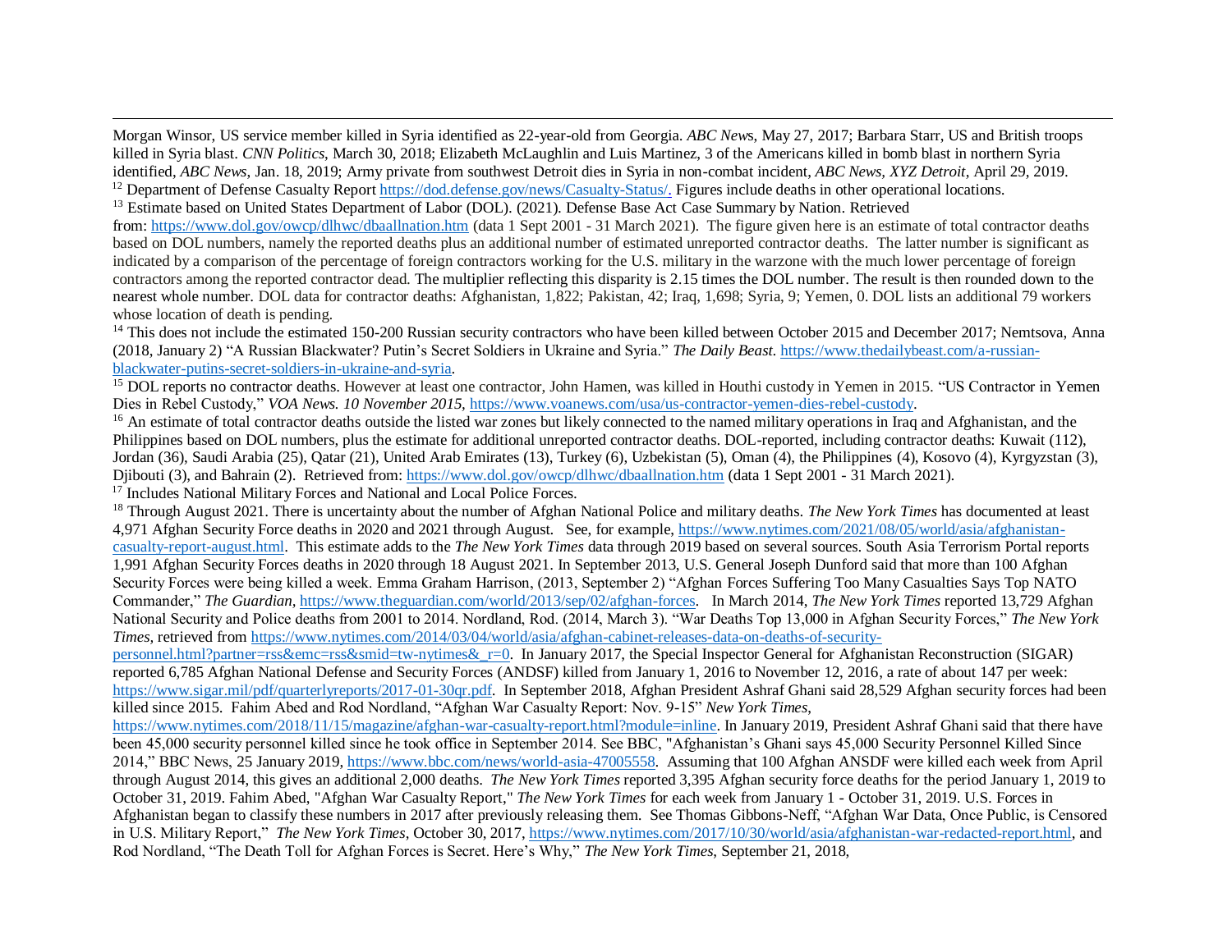Morgan Winsor, US service member killed in Syria identified as 22-year-old from Georgia. *ABC News*, May 27, 2017; Barbara Starr, US and British troops killed in Syria blast. *CNN Politics*, March 30, 2018; Elizabeth McLaughlin and Luis Martinez, 3 of the Americans killed in bomb blast in northern Syria identified, *ABC News*, Jan. 18, 2019; Army private from southwest Detroit dies in Syria in non-combat incident, *ABC News, XYZ Detroit*, April 29, 2019.

[12] Department of Defense Casualty Report https://dod.defense.gov/news/Casualty-Status/. Figures include deaths in other operational locations.

[13] Estimate based on United States Department of Labor (DOL). (2021). Defense Base Act Case Summary by Nation. Retrieved from: https://www.dol.gov/owcp/dlhwc/dbaallnation.htm (data 1 Sept 2001 - 31 March 2021). The figure given here is an estimate of total contractor deaths based on DOL numbers, namely the reported deaths plus an additional number of estimated unreported contractor deaths. The latter number is significant as indicated by a comparison of the percentage of foreign contractors working for the U.S. military in the warzone with the much lower percentage of foreign contractors among the reported contractor dead. The multiplier reflecting this disparity is 2.15 times the DOL number. The result is then rounded down to the nearest whole number. DOL data for contractor deaths: Afghanistan, 1,822; Pakistan, 42; Iraq, 1,698; Syria, 9; Yemen, 0. DOL lists an additional 79 workers whose location of death is pending.

[14] This does not include the estimated 150-200 Russian security contractors who have been killed between October 2015 and December 2017; Nemtsova, Anna (2018, January 2) "A Russian Blackwater? Putin's Secret Soldiers in Ukraine and Syria." *The Daily Beast*. https://www.thedailybeast.com/a-russian-blackwater-putins-secret-soldiers-in-ukraine-and-syria.

[15] DOL reports no contractor deaths. However at least one contractor, John Hamen, was killed in Houthi custody in Yemen in 2015. "US Contractor in Yemen Dies in Rebel Custody," *VOA News. 10 November 2015*, https://www.voanews.com/usa/us-contractor-yemen-dies-rebel-custody.

[16] An estimate of total contractor deaths outside the listed war zones but likely connected to the named military operations in Iraq and Afghanistan, and the Philippines based on DOL numbers, plus the estimate for additional unreported contractor deaths. DOL-reported, including contractor deaths: Kuwait (112), Jordan (36), Saudi Arabia (25), Qatar (21), United Arab Emirates (13), Turkey (6), Uzbekistan (5), Oman (4), the Philippines (4), Kosovo (4), Kyrgyzstan (3), Djibouti (3), and Bahrain (2). Retrieved from: https://www.dol.gov/owcp/dlhwc/dbaallnation.htm (data 1 Sept 2001 - 31 March 2021).

[17] Includes National Military Forces and National and Local Police Forces.

[18] Through August 2021. There is uncertainty about the number of Afghan National Police and military deaths. *The New York Times* has documented at least 4,971 Afghan Security Force deaths in 2020 and 2021 through August. See, for example, https://www.nytimes.com/2021/08/05/world/asia/afghanistan-casualty-report-august.html. This estimate adds to the *The New York Times* data through 2019 based on several sources. South Asia Terrorism Portal reports 1,991 Afghan Security Forces deaths in 2020 through 18 August 2021. In September 2013, U.S. General Joseph Dunford said that more than 100 Afghan Security Forces were being killed a week. Emma Graham Harrison, (2013, September 2) "Afghan Forces Suffering Too Many Casualties Says Top NATO Commander," *The Guardian*, https://www.theguardian.com/world/2013/sep/02/afghan-forces. In March 2014, *The New York Times* reported 13,729 Afghan National Security and Police deaths from 2001 to 2014. Nordland, Rod. (2014, March 3). "War Deaths Top 13,000 in Afghan Security Forces," *The New York Times*, retrieved from https://www.nytimes.com/2014/03/04/world/asia/afghan-cabinet-releases-data-on-deaths-of-security-personnel.html?partner=rss&emc=rss&smid=tw-nytimes&_r=0. In January 2017, the Special Inspector General for Afghanistan Reconstruction (SIGAR) reported 6,785 Afghan National Defense and Security Forces (ANDSF) killed from January 1, 2016 to November 12, 2016, a rate of about 147 per week: https://www.sigar.mil/pdf/quarterlyreports/2017-01-30qr.pdf. In September 2018, Afghan President Ashraf Ghani said 28,529 Afghan security forces had been killed since 2015. Fahim Abed and Rod Nordland, "Afghan War Casualty Report: Nov. 9-15" *New York Times*, https://www.nytimes.com/2018/11/15/magazine/afghan-war-casualty-report.html?module=inline. In January 2019, President Ashraf Ghani said that there have been 45,000 security personnel killed since he took office in September 2014. See BBC, "Afghanistan's Ghani says 45,000 Security Personnel Killed Since 2014," BBC News, 25 January 2019, https://www.bbc.com/news/world-asia-47005558. Assuming that 100 Afghan ANSDF were killed each week from April through August 2014, this gives an additional 2,000 deaths. *The New York Times* reported 3,395 Afghan security force deaths for the period January 1, 2019 to October 31, 2019. Fahim Abed, "Afghan War Casualty Report," *The New York Times* for each week from January 1 - October 31, 2019. U.S. Forces in Afghanistan began to classify these numbers in 2017 after previously releasing them. See Thomas Gibbons-Neff, "Afghan War Data, Once Public, is Censored in U.S. Military Report," *The New York Times*, October 30, 2017, https://www.nytimes.com/2017/10/30/world/asia/afghanistan-war-redacted-report.html, and Rod Nordland, "The Death Toll for Afghan Forces is Secret. Here's Why," *The New York Times*, September 21, 2018,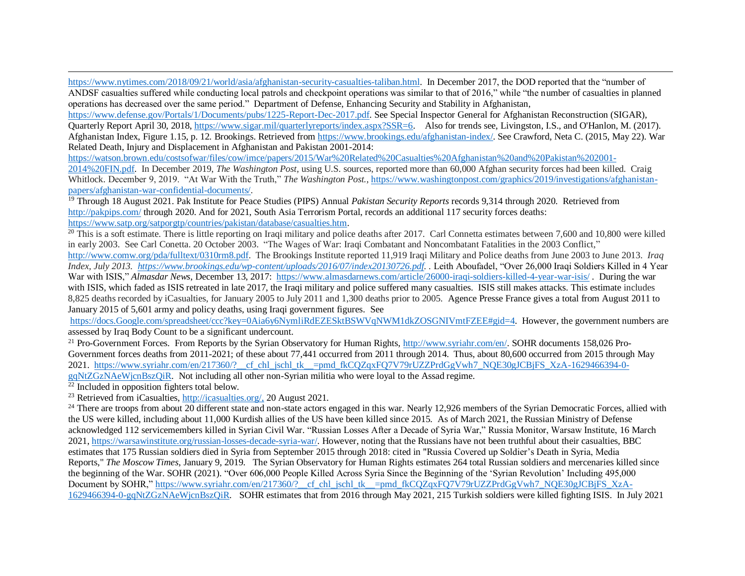https://www.nytimes.com/2018/09/21/world/asia/afghanistan-security-casualties-taliban.html. In December 2017, the DOD reported that the "number of ANDSF casualties suffered while conducting local patrols and checkpoint operations was similar to that of 2016," while "the number of casualties in planned operations has decreased over the same period." Department of Defense, Enhancing Security and Stability in Afghanistan, https://www.defense.gov/Portals/1/Documents/pubs/1225-Report-Dec-2017.pdf. See Special Inspector General for Afghanistan Reconstruction (SIGAR), Quarterly Report April 30, 2018, https://www.sigar.mil/quarterlyreports/index.aspx?SSR=6. Also for trends see, Livingston, I.S., and O'Hanlon, M. (2017). Afghanistan Index, Figure 1.15, p. 12. Brookings. Retrieved from https://www.brookings.edu/afghanistan-index/. See Crawford, Neta C. (2015, May 22). War Related Death, Injury and Displacement in Afghanistan and Pakistan 2001-2014: https://watson.brown.edu/costsofwar/files/cow/imce/papers/2015/War%20Related%20Casualties%20Afghanistan%20and%20Pakistan%202001-2014%20FIN.pdf. In December 2019, *The Washington Post*, using U.S. sources, reported more than 60,000 Afghan security forces had been killed. Craig Whitlock. December 9, 2019. "At War With the Truth," *The Washington Post.*, https://www.washingtonpost.com/graphics/2019/investigations/afghanistan-papers/afghanistan-war-confidential-documents/.

[19] Through 18 August 2021. Pak Institute for Peace Studies (PIPS) Annual *Pakistan Security Reports* records 9,314 through 2020. Retrieved from http://pakpips.com/ through 2020. And for 2021, South Asia Terrorism Portal, records an additional 117 security forces deaths: https://www.satp.org/satporgtp/countries/pakistan/database/casualties.htm.

[20] This is a soft estimate. There is little reporting on Iraqi military and police deaths after 2017. Carl Connetta estimates between 7,600 and 10,800 were killed in early 2003. See Carl Conetta. 20 October 2003. "The Wages of War: Iraqi Combatant and Noncombatant Fatalities in the 2003 Conflict," http://www.comw.org/pda/fulltext/0310rm8.pdf. The Brookings Institute reported 11,919 Iraqi Military and Police deaths from June 2003 to June 2013. *Iraq Index, July 2013. https://www.brookings.edu/wp-content/uploads/2016/07/index20130726.pdf.* . Leith Aboufadel, "Over 26,000 Iraqi Soldiers Killed in 4 Year War with ISIS," *Almasdar News*, December 13, 2017: https://www.almasdarnews.com/article/26000-iraqi-soldiers-killed-4-year-war-isis/ . During the war with ISIS, which faded as ISIS retreated in late 2017, the Iraqi military and police suffered many casualties. ISIS still makes attacks. This estimate includes 8,825 deaths recorded by iCasualties, for January 2005 to July 2011 and 1,300 deaths prior to 2005. Agence Presse France gives a total from August 2011 to January 2015 of 5,601 army and policy deaths, using Iraqi government figures. See https://docs.Google.com/spreadsheet/ccc?key=0Aia6y6NymliRdEZESktBSWVqNWM1dkZOSGNIVmtFZEE#gid=4. However, the government numbers are assessed by Iraq Body Count to be a significant undercount.

[21] Pro-Government Forces. From Reports by the Syrian Observatory for Human Rights, http://www.syriahr.com/en/. SOHR documents 158,026 Pro-Government forces deaths from 2011-2021; of these about 77,441 occurred from 2011 through 2014. Thus, about 80,600 occurred from 2015 through May 2021. https://www.syriahr.com/en/217360/?__cf_chl_jschl_tk__=pmd_fkCQZqxFQ7V79rUZZPrdGgVwh7_NQE30gJCBjFS_XzA-1629466394-0-gqNtZGzNAeWjcnBszQiR. Not including all other non-Syrian militia who were loyal to the Assad regime.

[22] Included in opposition fighters total below.

[23] Retrieved from iCasualties, http://icasualties.org/, 20 August 2021.

[24] There are troops from about 20 different state and non-state actors engaged in this war. Nearly 12,926 members of the Syrian Democratic Forces, allied with the US were killed, including about 11,000 Kurdish allies of the US have been killed since 2015. As of March 2021, the Russian Ministry of Defense acknowledged 112 servicemembers killed in Syrian Civil War. "Russian Losses After a Decade of Syria War," Russia Monitor, Warsaw Institute, 16 March 2021, https://warsawinstitute.org/russian-losses-decade-syria-war/. However, noting that the Russians have not been truthful about their casualties, BBC estimates that 175 Russian soldiers died in Syria from September 2015 through 2018: cited in "Russia Covered up Soldier's Death in Syria, Media Reports," *The Moscow Times*, January 9, 2019. The Syrian Observatory for Human Rights estimates 264 total Russian soldiers and mercenaries killed since the beginning of the War. SOHR (2021). "Over 606,000 People Killed Across Syria Since the Beginning of the 'Syrian Revolution' Including 495,000 Document by SOHR," https://www.syriahr.com/en/217360/?__cf_chl_jschl_tk__=pmd_fkCQZqxFQ7V79rUZZPrdGgVwh7_NQE30gJCBjFS_XzA-1629466394-0-gqNtZGzNAeWjcnBszQiR. SOHR estimates that from 2016 through May 2021, 215 Turkish soldiers were killed fighting ISIS. In July 2021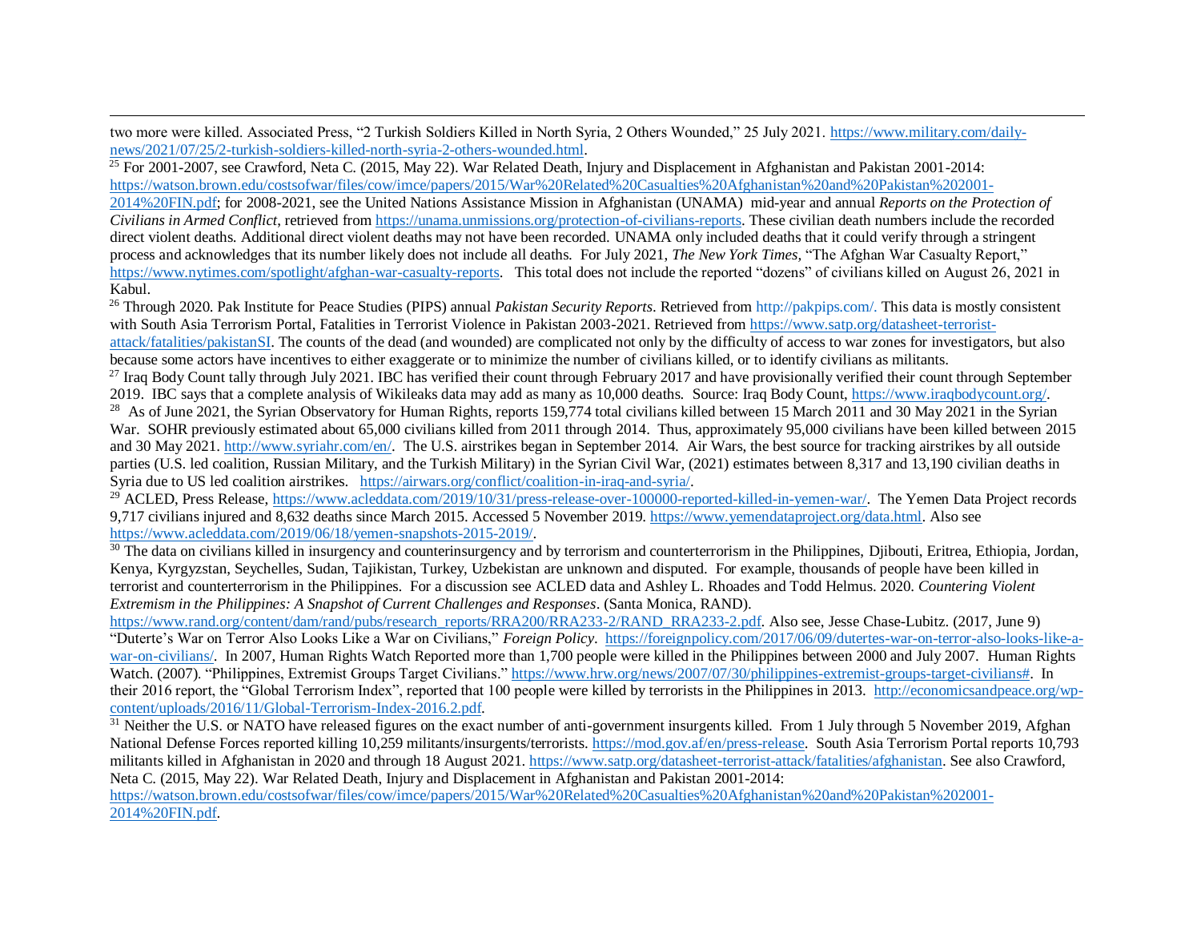two more were killed. Associated Press, "2 Turkish Soldiers Killed in North Syria, 2 Others Wounded," 25 July 2021. https://www.military.com/daily-news/2021/07/25/2-turkish-soldiers-killed-north-syria-2-others-wounded.html.

[25] For 2001-2007, see Crawford, Neta C. (2015, May 22). War Related Death, Injury and Displacement in Afghanistan and Pakistan 2001-2014: https://watson.brown.edu/costsofwar/files/cow/imce/papers/2015/War%20Related%20Casualties%20Afghanistan%20and%20Pakistan%202001-2014%20FIN.pdf; for 2008-2021, see the United Nations Assistance Mission in Afghanistan (UNAMA) mid-year and annual *Reports on the Protection of Civilians in Armed Conflict*, retrieved from https://unama.unmissions.org/protection-of-civilians-reports. These civilian death numbers include the recorded direct violent deaths. Additional direct violent deaths may not have been recorded. UNAMA only included deaths that it could verify through a stringent process and acknowledges that its number likely does not include all deaths. For July 2021, *The New York Times*, "The Afghan War Casualty Report," https://www.nytimes.com/spotlight/afghan-war-casualty-reports. This total does not include the reported "dozens" of civilians killed on August 26, 2021 in Kabul.

[26] Through 2020. Pak Institute for Peace Studies (PIPS) annual *Pakistan Security Reports*. Retrieved from http://pakpips.com/. This data is mostly consistent with South Asia Terrorism Portal, Fatalities in Terrorist Violence in Pakistan 2003-2021. Retrieved from https://www.satp.org/datasheet-terrorist-attack/fatalities/pakistanSI. The counts of the dead (and wounded) are complicated not only by the difficulty of access to war zones for investigators, but also because some actors have incentives to either exaggerate or to minimize the number of civilians killed, or to identify civilians as militants.

[27] Iraq Body Count tally through July 2021. IBC has verified their count through February 2017 and have provisionally verified their count through September 2019. IBC says that a complete analysis of Wikileaks data may add as many as 10,000 deaths. Source: Iraq Body Count, https://www.iraqbodycount.org/.

[28] As of June 2021, the Syrian Observatory for Human Rights, reports 159,774 total civilians killed between 15 March 2011 and 30 May 2021 in the Syrian War. SOHR previously estimated about 65,000 civilians killed from 2011 through 2014. Thus, approximately 95,000 civilians have been killed between 2015 and 30 May 2021. http://www.syriahr.com/en/. The U.S. airstrikes began in September 2014. Air Wars, the best source for tracking airstrikes by all outside parties (U.S. led coalition, Russian Military, and the Turkish Military) in the Syrian Civil War, (2021) estimates between 8,317 and 13,190 civilian deaths in Syria due to US led coalition airstrikes. https://airwars.org/conflict/coalition-in-iraq-and-syria/.

[29] ACLED, Press Release, https://www.acleddata.com/2019/10/31/press-release-over-100000-reported-killed-in-yemen-war/. The Yemen Data Project records 9,717 civilians injured and 8,632 deaths since March 2015. Accessed 5 November 2019. https://www.yemendataproject.org/data.html. Also see https://www.acleddata.com/2019/06/18/yemen-snapshots-2015-2019/.

[30] The data on civilians killed in insurgency and counterinsurgency and by terrorism and counterterrorism in the Philippines, Djibouti, Eritrea, Ethiopia, Jordan, Kenya, Kyrgyzstan, Seychelles, Sudan, Tajikistan, Turkey, Uzbekistan are unknown and disputed. For example, thousands of people have been killed in terrorist and counterterrorism in the Philippines. For a discussion see ACLED data and Ashley L. Rhoades and Todd Helmus. 2020. *Countering Violent Extremism in the Philippines: A Snapshot of Current Challenges and Responses*. (Santa Monica, RAND). https://www.rand.org/content/dam/rand/pubs/research_reports/RRA200/RRA233-2/RAND_RRA233-2.pdf. Also see, Jesse Chase-Lubitz. (2017, June 9) "Duterte's War on Terror Also Looks Like a War on Civilians," *Foreign Policy*. https://foreignpolicy.com/2017/06/09/dutertes-war-on-terror-also-looks-like-a-war-on-civilians/. In 2007, Human Rights Watch Reported more than 1,700 people were killed in the Philippines between 2000 and July 2007. Human Rights Watch. (2007). "Philippines, Extremist Groups Target Civilians." https://www.hrw.org/news/2007/07/30/philippines-extremist-groups-target-civilians#. In their 2016 report, the "Global Terrorism Index", reported that 100 people were killed by terrorists in the Philippines in 2013. http://economicsandpeace.org/wp-content/uploads/2016/11/Global-Terrorism-Index-2016.2.pdf.

[31] Neither the U.S. or NATO have released figures on the exact number of anti-government insurgents killed. From 1 July through 5 November 2019, Afghan National Defense Forces reported killing 10,259 militants/insurgents/terrorists. https://mod.gov.af/en/press-release. South Asia Terrorism Portal reports 10,793 militants killed in Afghanistan in 2020 and through 18 August 2021. https://www.satp.org/datasheet-terrorist-attack/fatalities/afghanistan. See also Crawford, Neta C. (2015, May 22). War Related Death, Injury and Displacement in Afghanistan and Pakistan 2001-2014: https://watson.brown.edu/costsofwar/files/cow/imce/papers/2015/War%20Related%20Casualties%20Afghanistan%20and%20Pakistan%202001-2014%20FIN.pdf.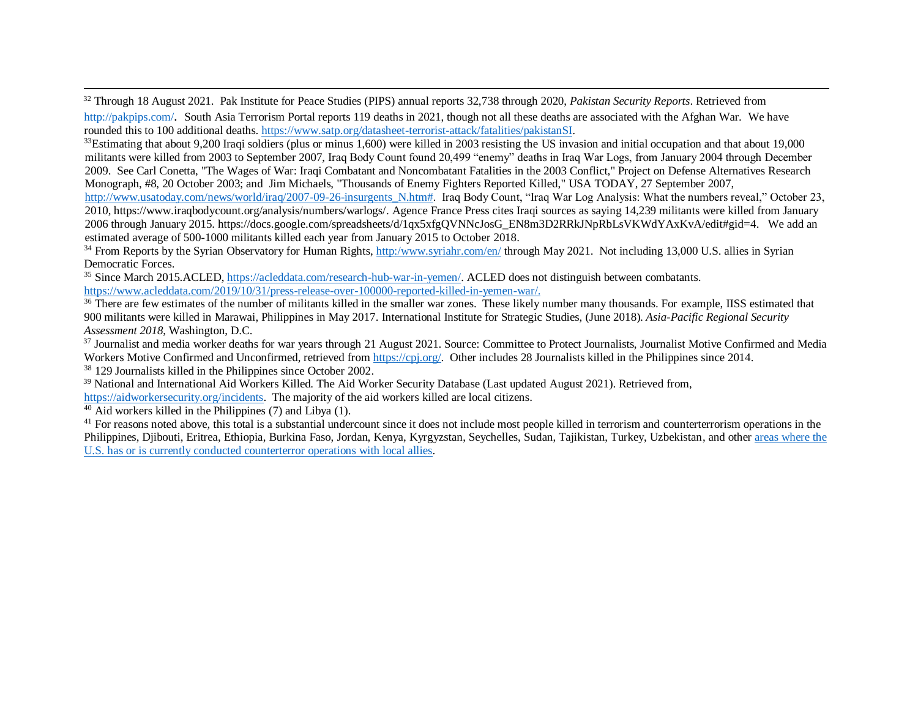[32] Through 18 August 2021. Pak Institute for Peace Studies (PIPS) annual reports 32,738 through 2020, *Pakistan Security Reports*. Retrieved from http://pakpips.com/. South Asia Terrorism Portal reports 119 deaths in 2021, though not all these deaths are associated with the Afghan War. We have rounded this to 100 additional deaths. https://www.satp.org/datasheet-terrorist-attack/fatalities/pakistanSI.

[33] Estimating that about 9,200 Iraqi soldiers (plus or minus 1,600) were killed in 2003 resisting the US invasion and initial occupation and that about 19,000 militants were killed from 2003 to September 2007, Iraq Body Count found 20,499 "enemy" deaths in Iraq War Logs, from January 2004 through December 2009. See Carl Conetta, "The Wages of War: Iraqi Combatant and Noncombatant Fatalities in the 2003 Conflict," Project on Defense Alternatives Research Monograph, #8, 20 October 2003; and Jim Michaels, "Thousands of Enemy Fighters Reported Killed," USA TODAY, 27 September 2007, http://www.usatoday.com/news/world/iraq/2007-09-26-insurgents_N.htm#. Iraq Body Count, "Iraq War Log Analysis: What the numbers reveal," October 23, 2010, https://www.iraqbodycount.org/analysis/numbers/warlogs/. Agence France Press cites Iraqi sources as saying 14,239 militants were killed from January 2006 through January 2015. https://docs.google.com/spreadsheets/d/1qx5xfgQVNNcJosG_EN8m3D2RRkJNpRbLsVKWdYAxKvA/edit#gid=4. We add an estimated average of 500-1000 militants killed each year from January 2015 to October 2018.

[34] From Reports by the Syrian Observatory for Human Rights, http:/www.syriahr.com/en/ through May 2021. Not including 13,000 U.S. allies in Syrian Democratic Forces.

[35] Since March 2015.ACLED, https://acleddata.com/research-hub-war-in-yemen/. ACLED does not distinguish between combatants. https://www.acleddata.com/2019/10/31/press-release-over-100000-reported-killed-in-yemen-war/.

[36] There are few estimates of the number of militants killed in the smaller war zones. These likely number many thousands. For example, IISS estimated that 900 militants were killed in Marawai, Philippines in May 2017. International Institute for Strategic Studies, (June 2018). *Asia-Pacific Regional Security Assessment 2018*, Washington, D.C.

[37] Journalist and media worker deaths for war years through 21 August 2021. Source: Committee to Protect Journalists, Journalist Motive Confirmed and Media Workers Motive Confirmed and Unconfirmed, retrieved from https://cpj.org/. Other includes 28 Journalists killed in the Philippines since 2014.

[38] 129 Journalists killed in the Philippines since October 2002.

[39] National and International Aid Workers Killed. The Aid Worker Security Database (Last updated August 2021). Retrieved from, https://aidworkersecurity.org/incidents. The majority of the aid workers killed are local citizens.

[40] Aid workers killed in the Philippines (7) and Libya (1).

[41] For reasons noted above, this total is a substantial undercount since it does not include most people killed in terrorism and counterterrorism operations in the Philippines, Djibouti, Eritrea, Ethiopia, Burkina Faso, Jordan, Kenya, Kyrgyzstan, Seychelles, Sudan, Tajikistan, Turkey, Uzbekistan, and other areas where the U.S. has or is currently conducted counterterror operations with local allies.